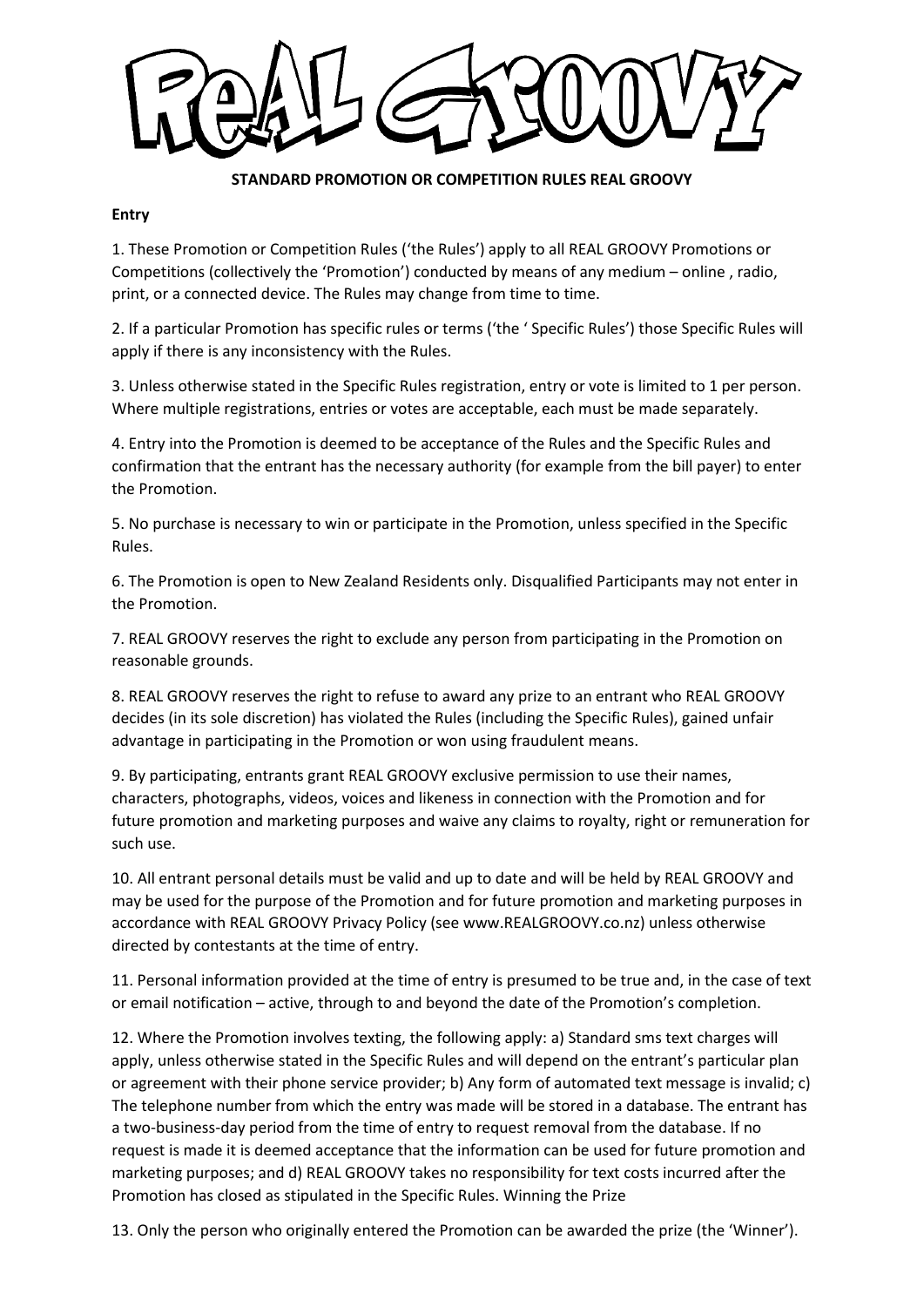# REAL GROOVY

**STANDARD PROMOTION OR COMPETITION RULES REAL GROOVY**

**Entry**

1. These Promotion or Competition Rules ('the Rules') apply to all REAL GROOVY Promotions or Competitions (collectively the 'Promotion') conducted by means of any medium – online , radio, print, or a connected device. The Rules may change from time to time.

2. If a particular Promotion has specific rules or terms ('the ' Specific Rules') those Specific Rules will apply if there is any inconsistency with the Rules.

3. Unless otherwise stated in the Specific Rules registration, entry or vote is limited to 1 per person. Where multiple registrations, entries or votes are acceptable, each must be made separately.

4. Entry into the Promotion is deemed to be acceptance of the Rules and the Specific Rules and confirmation that the entrant has the necessary authority (for example from the bill payer) to enter the Promotion.

5. No purchase is necessary to win or participate in the Promotion, unless specified in the Specific Rules.

6. The Promotion is open to New Zealand Residents only. Disqualified Participants may not enter in the Promotion.

7. REAL GROOVY reserves the right to exclude any person from participating in the Promotion on reasonable grounds.

8. REAL GROOVY reserves the right to refuse to award any prize to an entrant who REAL GROOVY decides (in its sole discretion) has violated the Rules (including the Specific Rules), gained unfair advantage in participating in the Promotion or won using fraudulent means.

9. By participating, entrants grant REAL GROOVY exclusive permission to use their names, characters, photographs, videos, voices and likeness in connection with the Promotion and for future promotion and marketing purposes and waive any claims to royalty, right or remuneration for such use.

10. All entrant personal details must be valid and up to date and will be held by REAL GROOVY and may be used for the purpose of the Promotion and for future promotion and marketing purposes in accordance with REAL GROOVY Privacy Policy (see www.REALGROOVY.co.nz) unless otherwise directed by contestants at the time of entry.

11. Personal information provided at the time of entry is presumed to be true and, in the case of text or email notification – active, through to and beyond the date of the Promotion's completion.

12. Where the Promotion involves texting, the following apply: a) Standard sms text charges will apply, unless otherwise stated in the Specific Rules and will depend on the entrant's particular plan or agreement with their phone service provider; b) Any form of automated text message is invalid; c) The telephone number from which the entry was made will be stored in a database. The entrant has a two-business-day period from the time of entry to request removal from the database. If no request is made it is deemed acceptance that the information can be used for future promotion and marketing purposes; and d) REAL GROOVY takes no responsibility for text costs incurred after the Promotion has closed as stipulated in the Specific Rules. Winning the Prize

13. Only the person who originally entered the Promotion can be awarded the prize (the 'Winner').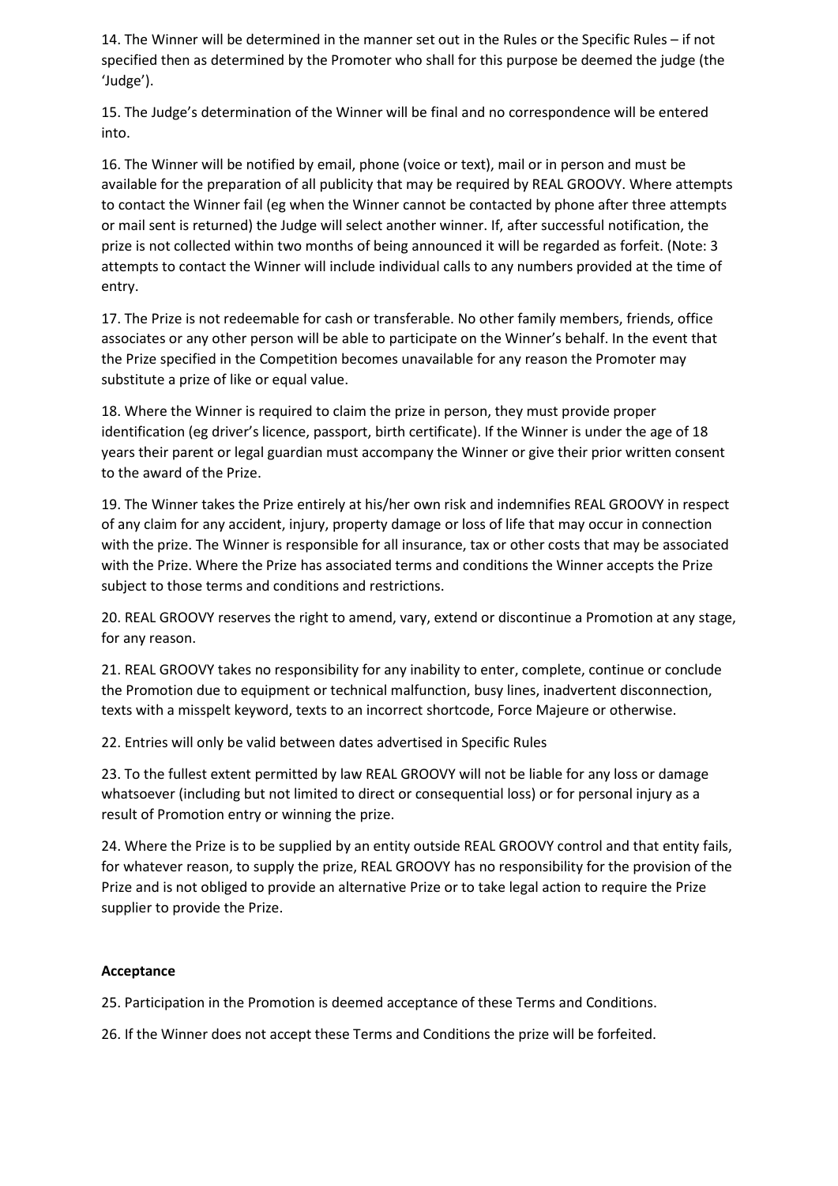14. The Winner will be determined in the manner set out in the Rules or the Specific Rules – if not specified then as determined by the Promoter who shall for this purpose be deemed the judge (the 'Judge').

15. The Judge's determination of the Winner will be final and no correspondence will be entered into.

16. The Winner will be notified by email, phone (voice or text), mail or in person and must be available for the preparation of all publicity that may be required by REAL GROOVY. Where attempts to contact the Winner fail (eg when the Winner cannot be contacted by phone after three attempts or mail sent is returned) the Judge will select another winner. If, after successful notification, the prize is not collected within two months of being announced it will be regarded as forfeit. (Note: 3 attempts to contact the Winner will include individual calls to any numbers provided at the time of entry.

17. The Prize is not redeemable for cash or transferable. No other family members, friends, office associates or any other person will be able to participate on the Winner's behalf. In the event that the Prize specified in the Competition becomes unavailable for any reason the Promoter may substitute a prize of like or equal value.

18. Where the Winner is required to claim the prize in person, they must provide proper identification (eg driver's licence, passport, birth certificate). If the Winner is under the age of 18 years their parent or legal guardian must accompany the Winner or give their prior written consent to the award of the Prize.

19. The Winner takes the Prize entirely at his/her own risk and indemnifies REAL GROOVY in respect of any claim for any accident, injury, property damage or loss of life that may occur in connection with the prize. The Winner is responsible for all insurance, tax or other costs that may be associated with the Prize. Where the Prize has associated terms and conditions the Winner accepts the Prize subject to those terms and conditions and restrictions.

20. REAL GROOVY reserves the right to amend, vary, extend or discontinue a Promotion at any stage, for any reason.

21. REAL GROOVY takes no responsibility for any inability to enter, complete, continue or conclude the Promotion due to equipment or technical malfunction, busy lines, inadvertent disconnection, texts with a misspelt keyword, texts to an incorrect shortcode, Force Majeure or otherwise.

22. Entries will only be valid between dates advertised in Specific Rules

23. To the fullest extent permitted by law REAL GROOVY will not be liable for any loss or damage whatsoever (including but not limited to direct or consequential loss) or for personal injury as a result of Promotion entry or winning the prize.

24. Where the Prize is to be supplied by an entity outside REAL GROOVY control and that entity fails, for whatever reason, to supply the prize, REAL GROOVY has no responsibility for the provision of the Prize and is not obliged to provide an alternative Prize or to take legal action to require the Prize supplier to provide the Prize.

**Acceptance**

25. Participation in the Promotion is deemed acceptance of these Terms and Conditions.

26. If the Winner does not accept these Terms and Conditions the prize will be forfeited.